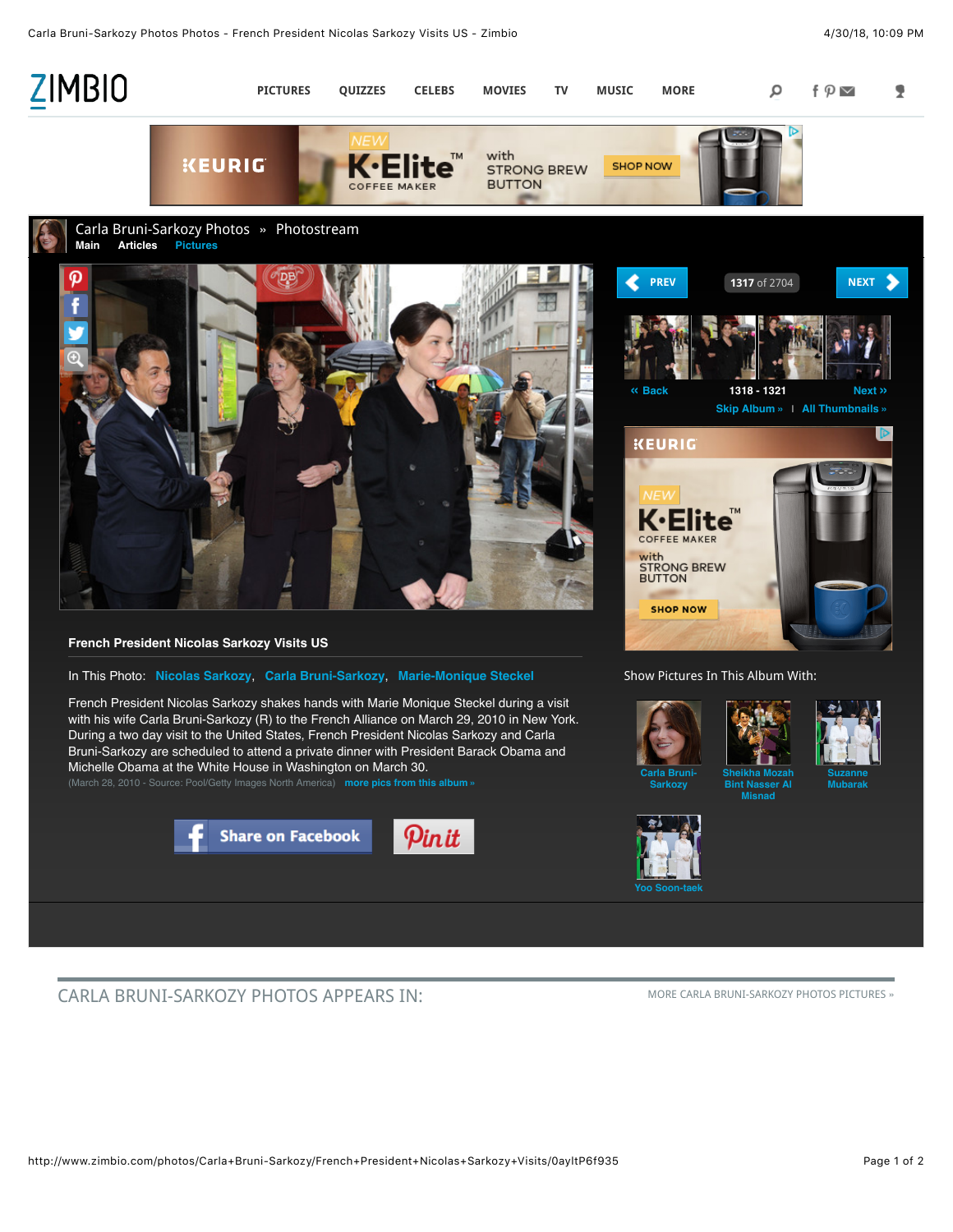ZIMBIO

PICTURES QUIZZES CELEBS MOVIES TV MUSIC MORE

KEURIG NEW K·Elite™ COFFEE MAKER with STRONG BREW BUTTON SHOP NOW

Carla Bruni-Sarkozy Photos » Photostream

Main Articles Pictures

PREV 1317 of 2704 NEXT

« Back 1318 - 1321 Next »

Skip Album » | All Thumbnails »

## French President Nicolas Sarkozy Visits US

In This Photo: Nicolas Sarkozy, Carla Bruni-Sarkozy, Marie-Monique Steckel

French President Nicolas Sarkozy shakes hands with Marie Monique Steckel during a visit with his wife Carla Bruni-Sarkozy (R) to the French Alliance on March 29, 2010 in New York. During a two day visit to the United States, French President Nicolas Sarkozy and Carla Bruni-Sarkozy are scheduled to attend a private dinner with President Barack Obama and Michelle Obama at the White House in Washington on March 30.

(March 28, 2010 - Source: Pool/Getty Images North America) more pics from this album »

Share on Facebook Pin it

KEURIG NEW K·Elite™ COFFEE MAKER with STRONG BREW BUTTON SHOP NOW

Show Pictures In This Album With:

- Carla Bruni-Sarkozy
- Sheikha Mozah Bint Nasser Al Misnad
- Suzanne Mubarak
- Yoo Soon-taek

## CARLA BRUNI-SARKOZY PHOTOS APPEARS IN:

MORE CARLA BRUNI-SARKOZY PHOTOS PICTURES »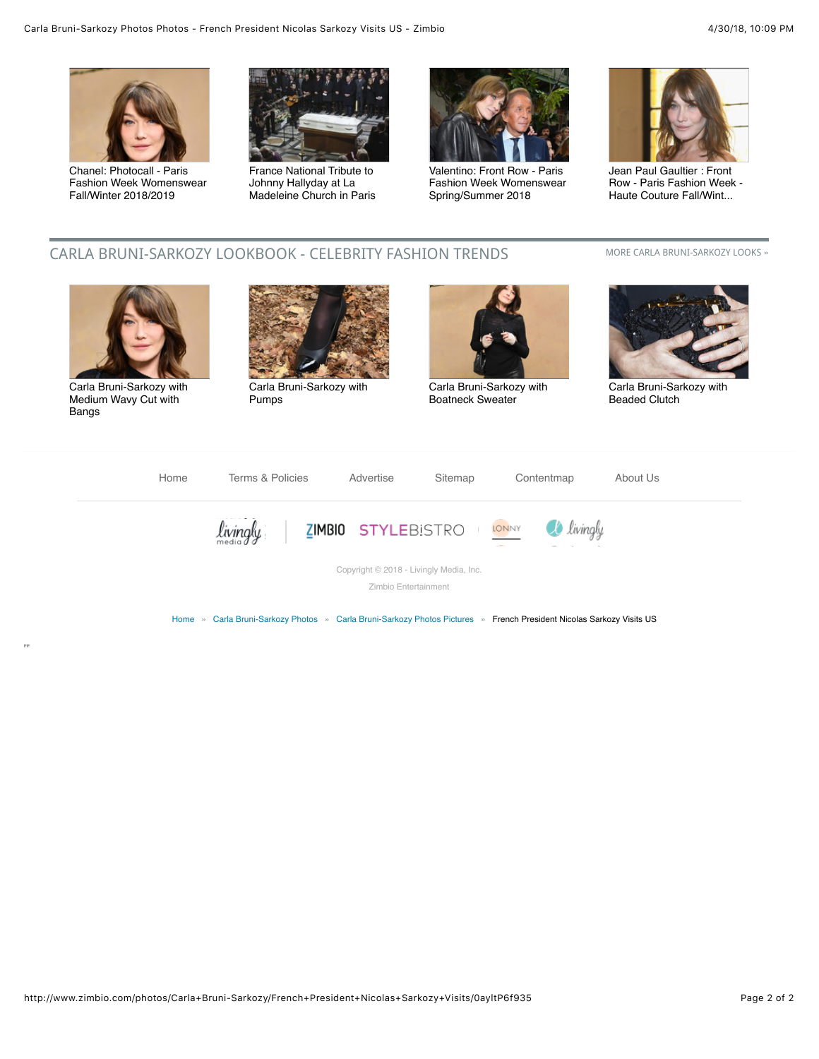Chanel: Photocall - Paris Fashion Week Womenswear Fall/Winter 2018/2019

France National Tribute to Johnny Hallyday at La Madeleine Church in Paris

Valentino: Front Row - Paris Fashion Week Womenswear Spring/Summer 2018

Jean Paul Gaultier : Front Row - Paris Fashion Week - Haute Couture Fall/Wint...

## CARLA BRUNI-SARKOZY LOOKBOOK - CELEBRITY FASHION TRENDS

MORE CARLA BRUNI-SARKOZY LOOKS »

Carla Bruni-Sarkozy with Medium Wavy Cut with Bangs

Carla Bruni-Sarkozy with Pumps

Carla Bruni-Sarkozy with Boatneck Sweater

Carla Bruni-Sarkozy with Beaded Clutch

Home | Terms & Policies | Advertise | Sitemap | Contentmap | About Us

Copyright © 2018 - Livingly Media, Inc.

Zimbio Entertainment

Home » Carla Bruni-Sarkozy Photos » Carla Bruni-Sarkozy Photos Pictures » French President Nicolas Sarkozy Visits US